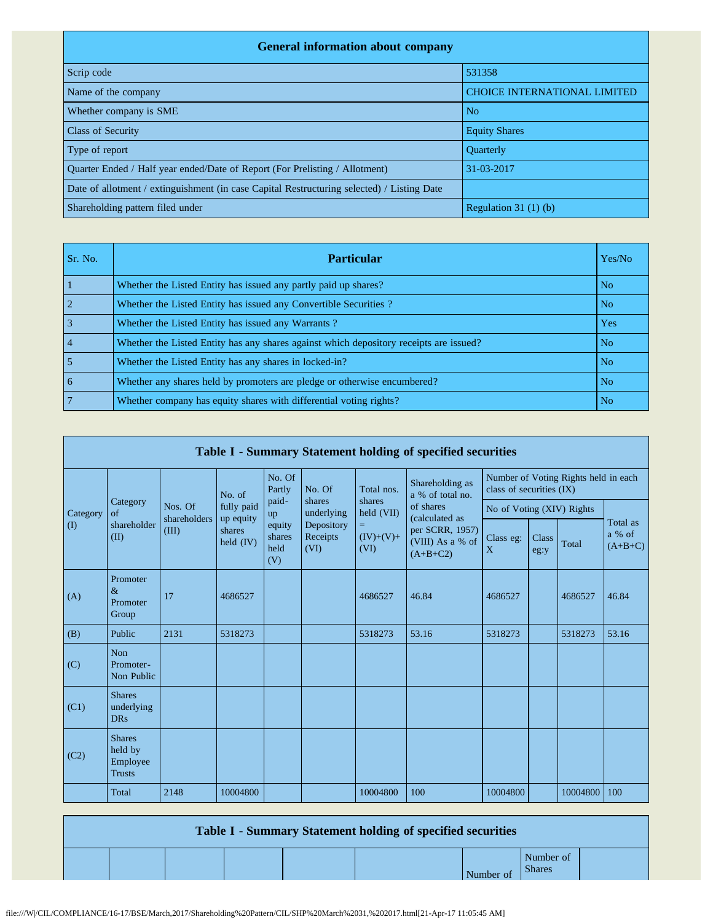| General information about company | |
|---|---|
| Scrip code | 531358 |
| Name of the company | CHOICE INTERNATIONAL LIMITED |
| Whether company is SME | No |
| Class of Security | Equity Shares |
| Type of report | Quarterly |
| Quarter Ended / Half year ended/Date of Report (For Prelisting / Allotment) | 31-03-2017 |
| Date of allotment / extinguishment (in case Capital Restructuring selected) / Listing Date | |
| Shareholding pattern filed under | Regulation 31 (1) (b) |

| Sr. No. | Particular | Yes/No |
|---|---|---|
| 1 | Whether the Listed Entity has issued any partly paid up shares? | No |
| 2 | Whether the Listed Entity has issued any Convertible Securities ? | No |
| 3 | Whether the Listed Entity has issued any Warrants ? | Yes |
| 4 | Whether the Listed Entity has any shares against which depository receipts are issued? | No |
| 5 | Whether the Listed Entity has any shares in locked-in? | No |
| 6 | Whether any shares held by promoters are pledge or otherwise encumbered? | No |
| 7 | Whether company has equity shares with differential voting rights? | No |

## Table I - Summary Statement holding of specified securities

| Category (I) | Category of shareholder (II) | Nos. Of shareholders (III) | No. of fully paid up equity shares held (IV) | No. Of Partly paid-up equity shares held (V) | No. Of shares underlying Depository Receipts (VI) | Total nos. shares held (VII) = (IV)+(V)+ (VI) | Shareholding as a % of total no. of shares (calculated as per SCRR, 1957) (VIII) As a % of (A+B+C2) | Number of Voting Rights held in each class of securities (IX) | | | |
|---|---|---|---|---|---|---|---|---|---|---|---|
| | | | | | | | | No of Voting (XIV) Rights | | | Total as a % of (A+B+C) |
| | | | | | | | | Class eg: X | Class eg:y | Total | |
| (A) | Promoter & Promoter Group | 17 | 4686527 | | | 4686527 | 46.84 | 4686527 | | 4686527 | 46.84 |
| (B) | Public | 2131 | 5318273 | | | 5318273 | 53.16 | 5318273 | | 5318273 | 53.16 |
| (C) | Non Promoter- Non Public | | | | | | | | | | |
| (C1) | Shares underlying DRs | | | | | | | | | | |
| (C2) | Shares held by Employee Trusts | | | | | | | | | | |
| | Total | 2148 | 10004800 | | | 10004800 | 100 | 10004800 | | 10004800 | 100 |

## Table I - Summary Statement holding of specified securities

| | | | | | | Number of | Number of Shares | |
|---|---|---|---|---|---|---|---|---|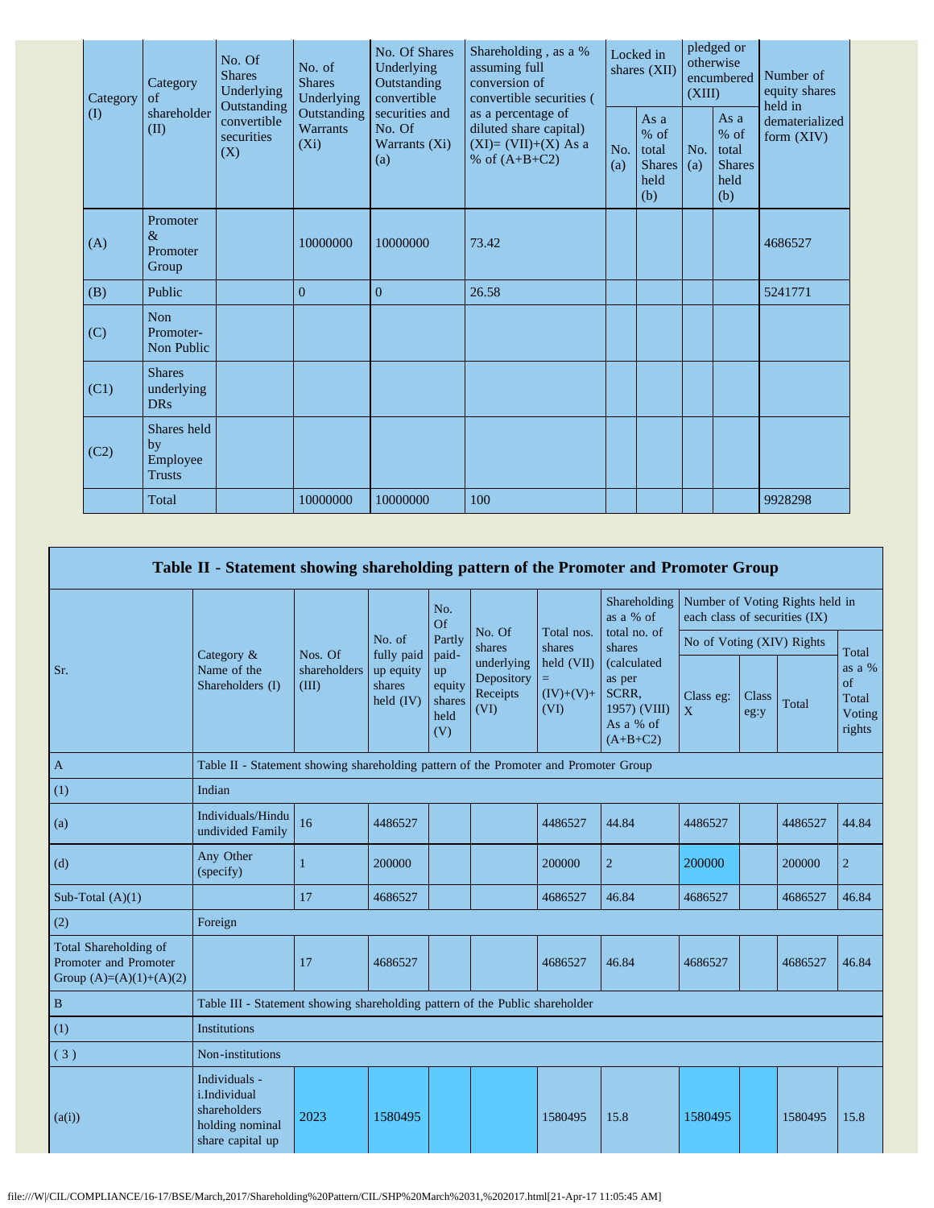| Category (I) | Category of shareholder (II) | No. Of Shares Underlying Outstanding convertible securities (X) | No. of Shares Underlying Outstanding Warrants (Xi) | No. Of Shares Underlying Outstanding convertible securities and No. Of Warrants (Xi) (a) | Shareholding , as a % assuming full conversion of convertible securities ( as a percentage of diluted share capital) (XI)= (VII)+(X) As a % of (A+B+C2) | Locked in shares (XII) | | pledged or otherwise encumbered (XIII) | | Number of equity shares held in dematerialized form (XIV) |
|---|---|---|---|---|---|---|---|---|---|---|
| | | | | | | No. (a) | As a % of total Shares held (b) | No. (a) | As a % of total Shares held (b) | |
| (A) | Promoter & Promoter Group | | 10000000 | 10000000 | 73.42 | | | | | 4686527 |
| (B) | Public | | 0 | 0 | 26.58 | | | | | 5241771 |
| (C) | Non Promoter- Non Public | | | | | | | | | |
| (C1) | Shares underlying DRs | | | | | | | | | |
| (C2) | Shares held by Employee Trusts | | | | | | | | | |
| | Total | | 10000000 | 10000000 | 100 | | | | | 9928298 |

## Table II - Statement showing shareholding pattern of the Promoter and Promoter Group

| Sr. | Category & Name of the Shareholders (I) | Nos. Of shareholders (III) | No. of fully paid up equity shares held (IV) | No. Of Partly paid-up equity shares held (V) | No. Of shares underlying Depository Receipts (VI) | Total nos. shares held (VII) = (IV)+(V)+ (VI) | Shareholding as a % of total no. of shares (calculated as per SCRR, 1957) (VIII) As a % of (A+B+C2) | Number of Voting Rights held in each class of securities (IX) | | | |
|---|---|---|---|---|---|---|---|---|---|---|---|
| | | | | | | | | No of Voting (XIV) Rights | | | Total as a % of Total Voting rights |
| | | | | | | | | Class eg: X | Class eg:y | Total | |
| A | Table II - Statement showing shareholding pattern of the Promoter and Promoter Group | | | | | | | | | | |
| (1) | Indian | | | | | | | | | | |
| (a) | Individuals/Hindu undivided Family | 16 | 4486527 | | | 4486527 | 44.84 | 4486527 | | 4486527 | 44.84 |
| (d) | Any Other (specify) | 1 | 200000 | | | 200000 | 2 | 200000 | | 200000 | 2 |
| Sub-Total (A)(1) | | 17 | 4686527 | | | 4686527 | 46.84 | 4686527 | | 4686527 | 46.84 |
| (2) | Foreign | | | | | | | | | | |
| Total Shareholding of Promoter and Promoter Group (A)=(A)(1)+(A)(2) | | 17 | 4686527 | | | 4686527 | 46.84 | 4686527 | | 4686527 | 46.84 |
| B | Table III - Statement showing shareholding pattern of the Public shareholder | | | | | | | | | | |
| (1) | Institutions | | | | | | | | | | |
| ( 3 ) | Non-institutions | | | | | | | | | | |
| (a(i)) | Individuals - i.Individual shareholders holding nominal share capital up | 2023 | 1580495 | | | 1580495 | 15.8 | 1580495 | | 1580495 | 15.8 |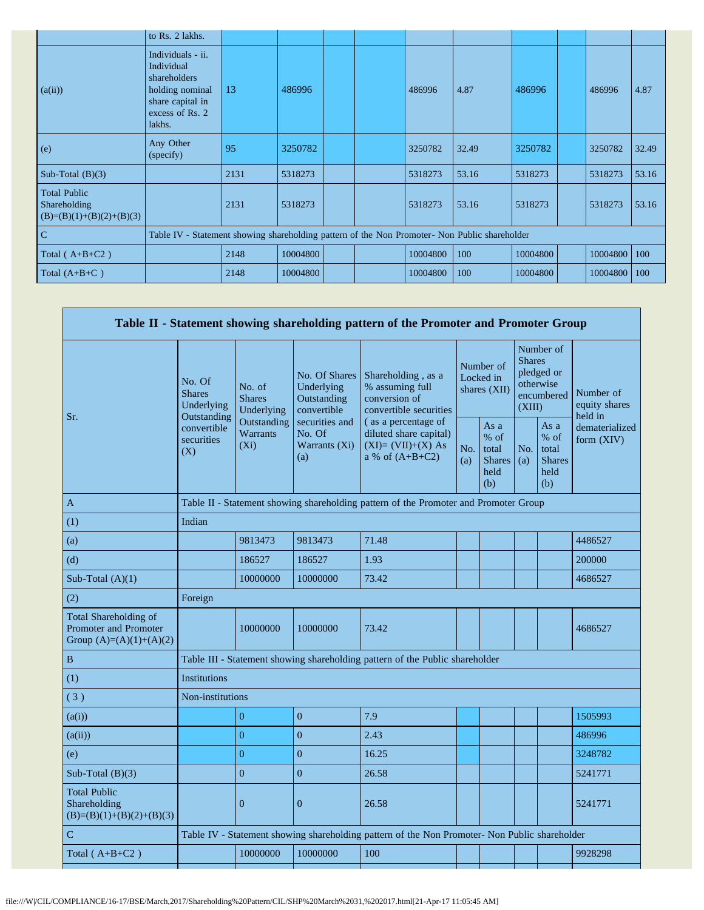|  | to Rs. 2 lakhs. |  |  |  |  |  |  |  |  |  |  |
|---|---|---|---|---|---|---|---|---|---|---|---|
| (a(ii)) | Individuals - ii. Individual shareholders holding nominal share capital in excess of Rs. 2 lakhs. | 13 | 486996 |  |  | 486996 | 4.87 | 486996 |  | 486996 | 4.87 |
| (e) | Any Other (specify) | 95 | 3250782 |  |  | 3250782 | 32.49 | 3250782 |  | 3250782 | 32.49 |
| Sub-Total (B)(3) |  | 2131 | 5318273 |  |  | 5318273 | 53.16 | 5318273 |  | 5318273 | 53.16 |
| Total Public Shareholding (B)=(B)(1)+(B)(2)+(B)(3) |  | 2131 | 5318273 |  |  | 5318273 | 53.16 | 5318273 |  | 5318273 | 53.16 |
| C | Table IV - Statement showing shareholding pattern of the Non Promoter- Non Public shareholder |  |  |  |  |  |  |  |  |  |  |
| Total ( A+B+C2 ) |  | 2148 | 10004800 |  |  | 10004800 | 100 | 10004800 |  | 10004800 | 100 |
| Total (A+B+C ) |  | 2148 | 10004800 |  |  | 10004800 | 100 | 10004800 |  | 10004800 | 100 |

| Table II - Statement showing shareholding pattern of the Promoter and Promoter Group | | | | | | | | | |
|---|---|---|---|---|---|---|---|---|---|
| Sr. | No. Of Shares Underlying Outstanding convertible securities (X) | No. of Shares Underlying Outstanding Warrants (Xi) | No. Of Shares Underlying Outstanding convertible securities and No. Of Warrants (Xi) (a) | Shareholding , as a % assuming full conversion of convertible securities ( as a percentage of diluted share capital) (XI)= (VII)+(X) As a % of (A+B+C2) | Number of Locked in shares (XII) | | Number of Shares pledged or otherwise encumbered (XIII) | | Number of equity shares held in dematerialized form (XIV) |
|  |  |  |  |  | No. (a) | As a % of total Shares held (b) | No. (a) | As a % of total Shares held (b) |  |
| A | Table II - Statement showing shareholding pattern of the Promoter and Promoter Group | | | | | | | | |
| (1) | Indian | | | | | | | | |
| (a) |  | 9813473 | 9813473 | 71.48 |  |  |  |  | 4486527 |
| (d) |  | 186527 | 186527 | 1.93 |  |  |  |  | 200000 |
| Sub-Total (A)(1) |  | 10000000 | 10000000 | 73.42 |  |  |  |  | 4686527 |
| (2) | Foreign | | | | | | | | |
| Total Shareholding of Promoter and Promoter Group (A)=(A)(1)+(A)(2) |  | 10000000 | 10000000 | 73.42 |  |  |  |  | 4686527 |
| B | Table III - Statement showing shareholding pattern of the Public shareholder | | | | | | | | |
| (1) | Institutions | | | | | | | | |
| ( 3 ) | Non-institutions | | | | | | | | |
| (a(i)) |  | 0 | 0 | 7.9 |  |  |  |  | 1505993 |
| (a(ii)) |  | 0 | 0 | 2.43 |  |  |  |  | 486996 |
| (e) |  | 0 | 0 | 16.25 |  |  |  |  | 3248782 |
| Sub-Total (B)(3) |  | 0 | 0 | 26.58 |  |  |  |  | 5241771 |
| Total Public Shareholding (B)=(B)(1)+(B)(2)+(B)(3) |  | 0 | 0 | 26.58 |  |  |  |  | 5241771 |
| C | Table IV - Statement showing shareholding pattern of the Non Promoter- Non Public shareholder | | | | | | | | |
| Total ( A+B+C2 ) |  | 10000000 | 10000000 | 100 |  |  |  |  | 9928298 |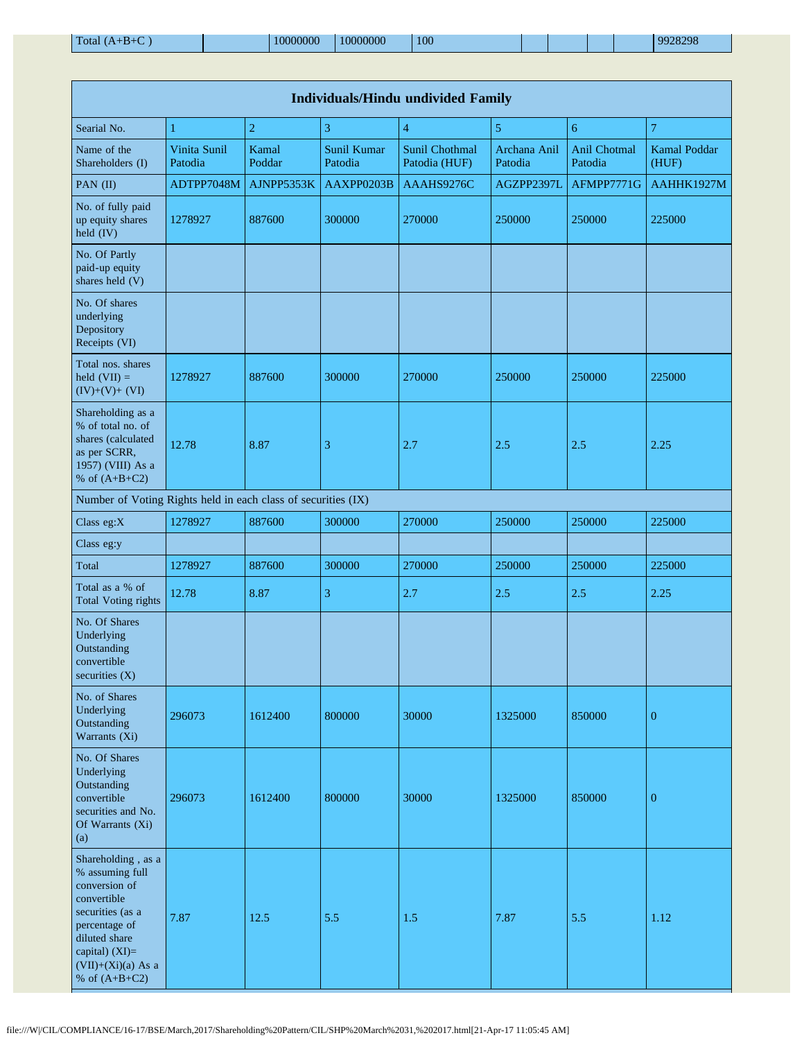| Total (A+B+C ) | | 10000000 | 10000000 | 100 | | | | | 9928298 |
|---|---|---|---|---|---|---|---|---|---|

| Individuals/Hindu undivided Family | | | | | | | |
|---|---|---|---|---|---|---|---|
| Searial No. | 1 | 2 | 3 | 4 | 5 | 6 | 7 |
| Name of the Shareholders (I) | Vinita Sunil Patodia | Kamal Poddar | Sunil Kumar Patodia | Sunil Chothmal Patodia (HUF) | Archana Anil Patodia | Anil Chotmal Patodia | Kamal Poddar (HUF) |
| PAN (II) | ADTPP7048M | AJNPP5353K | AAXPP0203B | AAAHS9276C | AGZPP2397L | AFMPP7771G | AAHHK1927M |
| No. of fully paid up equity shares held (IV) | 1278927 | 887600 | 300000 | 270000 | 250000 | 250000 | 225000 |
| No. Of Partly paid-up equity shares held (V) | | | | | | | |
| No. Of shares underlying Depository Receipts (VI) | | | | | | | |
| Total nos. shares held (VII) = (IV)+(V)+ (VI) | 1278927 | 887600 | 300000 | 270000 | 250000 | 250000 | 225000 |
| Shareholding as a % of total no. of shares (calculated as per SCRR, 1957) (VIII) As a % of (A+B+C2) | 12.78 | 8.87 | 3 | 2.7 | 2.5 | 2.5 | 2.25 |
| Number of Voting Rights held in each class of securities (IX) | | | | | | | |
| Class eg:X | 1278927 | 887600 | 300000 | 270000 | 250000 | 250000 | 225000 |
| Class eg:y | | | | | | | |
| Total | 1278927 | 887600 | 300000 | 270000 | 250000 | 250000 | 225000 |
| Total as a % of Total Voting rights | 12.78 | 8.87 | 3 | 2.7 | 2.5 | 2.5 | 2.25 |
| No. Of Shares Underlying Outstanding convertible securities (X) | | | | | | | |
| No. of Shares Underlying Outstanding Warrants (Xi) | 296073 | 1612400 | 800000 | 30000 | 1325000 | 850000 | 0 |
| No. Of Shares Underlying Outstanding convertible securities and No. Of Warrants (Xi) (a) | 296073 | 1612400 | 800000 | 30000 | 1325000 | 850000 | 0 |
| Shareholding , as a % assuming full conversion of convertible securities (as a percentage of diluted share capital) (XI)= (VII)+(Xi)(a) As a % of (A+B+C2) | 7.87 | 12.5 | 5.5 | 1.5 | 7.87 | 5.5 | 1.12 |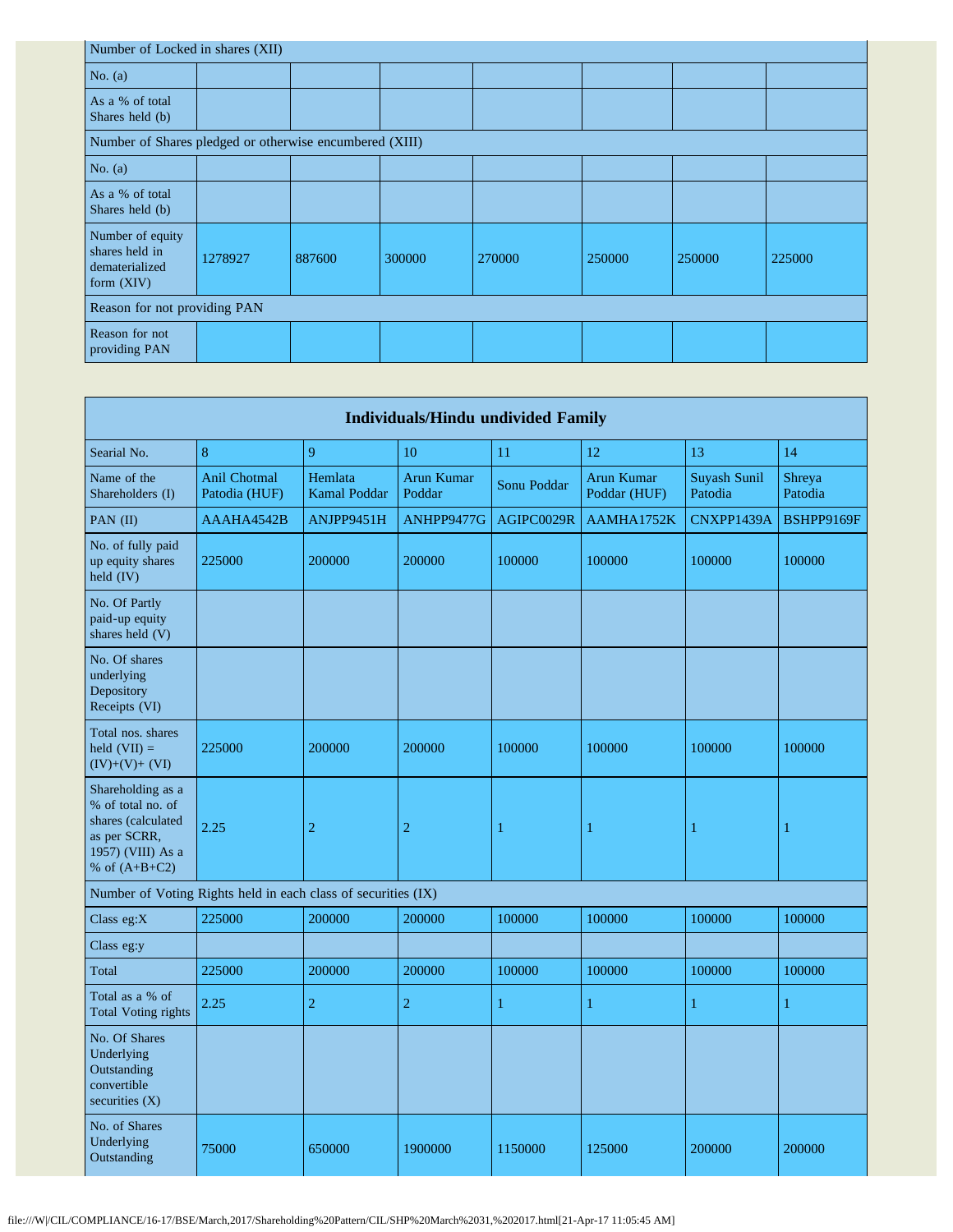| Number of Locked in shares (XII) | | | | | | | |
|---|---|---|---|---|---|---|---|
| No. (a) | | | | | | | |
| As a % of total Shares held (b) | | | | | | | |
| Number of Shares pledged or otherwise encumbered (XIII) | | | | | | | |
| No. (a) | | | | | | | |
| As a % of total Shares held (b) | | | | | | | |
| Number of equity shares held in dematerialized form (XIV) | 1278927 | 887600 | 300000 | 270000 | 250000 | 250000 | 225000 |
| Reason for not providing PAN | | | | | | | |
| Reason for not providing PAN | | | | | | | |

| Individuals/Hindu undivided Family | | | | | | | |
|---|---|---|---|---|---|---|---|
| Searial No. | 8 | 9 | 10 | 11 | 12 | 13 | 14 |
| Name of the Shareholders (I) | Anil Chotmal Patodia (HUF) | Hemlata Kamal Poddar | Arun Kumar Poddar | Sonu Poddar | Arun Kumar Poddar (HUF) | Suyash Sunil Patodia | Shreya Patodia |
| PAN (II) | AAAHA4542B | ANJPP9451H | ANHPP9477G | AGIPC0029R | AAMHA1752K | CNXPP1439A | BSHPP9169F |
| No. of fully paid up equity shares held (IV) | 225000 | 200000 | 200000 | 100000 | 100000 | 100000 | 100000 |
| No. Of Partly paid-up equity shares held (V) | | | | | | | |
| No. Of shares underlying Depository Receipts (VI) | | | | | | | |
| Total nos. shares held (VII) = (IV)+(V)+ (VI) | 225000 | 200000 | 200000 | 100000 | 100000 | 100000 | 100000 |
| Shareholding as a % of total no. of shares (calculated as per SCRR, 1957) (VIII) As a % of (A+B+C2) | 2.25 | 2 | 2 | 1 | 1 | 1 | 1 |
| Number of Voting Rights held in each class of securities (IX) | | | | | | | |
| Class eg:X | 225000 | 200000 | 200000 | 100000 | 100000 | 100000 | 100000 |
| Class eg:y | | | | | | | |
| Total | 225000 | 200000 | 200000 | 100000 | 100000 | 100000 | 100000 |
| Total as a % of Total Voting rights | 2.25 | 2 | 2 | 1 | 1 | 1 | 1 |
| No. Of Shares Underlying Outstanding convertible securities (X) | | | | | | | |
| No. of Shares Underlying Outstanding | 75000 | 650000 | 1900000 | 1150000 | 125000 | 200000 | 200000 |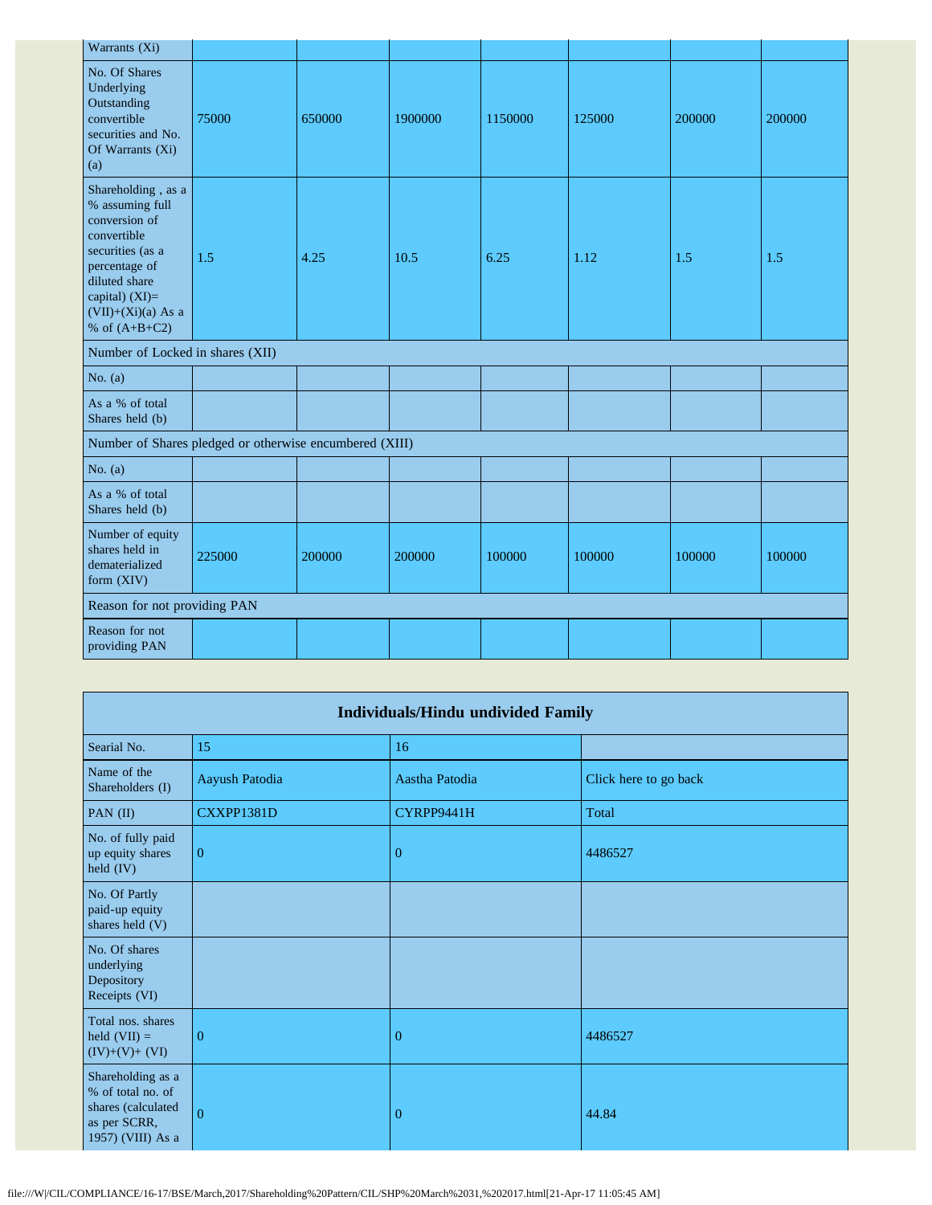| Warrants (Xi) | | | | | | | |
|---|---|---|---|---|---|---|---|
| No. Of Shares Underlying Outstanding convertible securities and No. Of Warrants (Xi) (a) | 75000 | 650000 | 1900000 | 1150000 | 125000 | 200000 | 200000 |
| Shareholding , as a % assuming full conversion of convertible securities (as a percentage of diluted share capital) (XI)= (VII)+(Xi)(a) As a % of (A+B+C2) | 1.5 | 4.25 | 10.5 | 6.25 | 1.12 | 1.5 | 1.5 |
| Number of Locked in shares (XII) | | | | | | | |
| No. (a) | | | | | | | |
| As a % of total Shares held (b) | | | | | | | |
| Number of Shares pledged or otherwise encumbered (XIII) | | | | | | | |
| No. (a) | | | | | | | |
| As a % of total Shares held (b) | | | | | | | |
| Number of equity shares held in dematerialized form (XIV) | 225000 | 200000 | 200000 | 100000 | 100000 | 100000 | 100000 |
| Reason for not providing PAN | | | | | | | |
| Reason for not providing PAN | | | | | | | |

| Individuals/Hindu undivided Family | | | |
|---|---|---|---|
| Searial No. | 15 | 16 | |
| Name of the Shareholders (I) | Aayush Patodia | Aastha Patodia | Click here to go back |
| PAN (II) | CXXPP1381D | CYRPP9441H | Total |
| No. of fully paid up equity shares held (IV) | 0 | 0 | 4486527 |
| No. Of Partly paid-up equity shares held (V) | | | |
| No. Of shares underlying Depository Receipts (VI) | | | |
| Total nos. shares held (VII) = (IV)+(V)+ (VI) | 0 | 0 | 4486527 |
| Shareholding as a % of total no. of shares (calculated as per SCRR, 1957) (VIII) As a | 0 | 0 | 44.84 |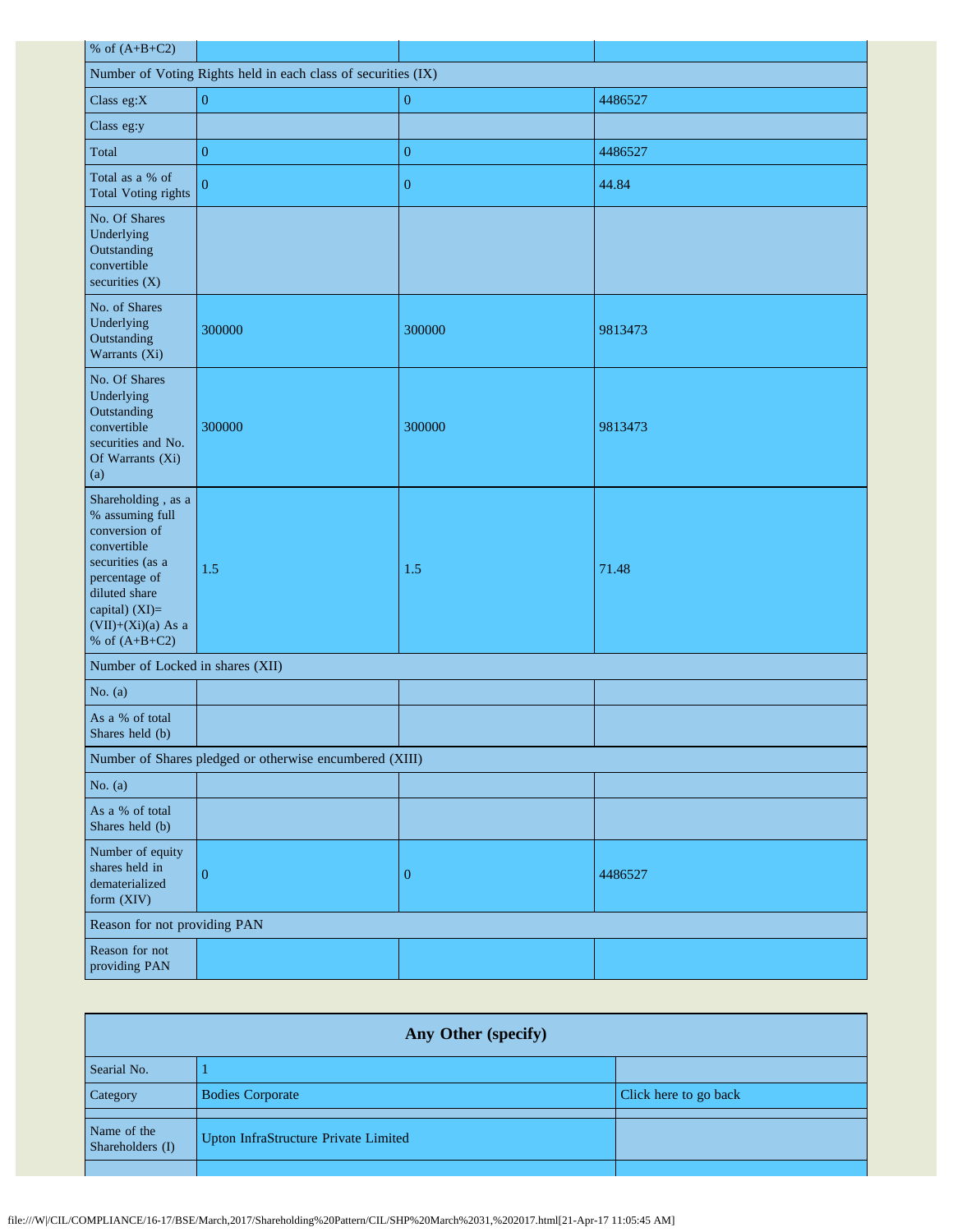| % of (A+B+C2) | | | |
|---|---|---|---|
| Number of Voting Rights held in each class of securities (IX) | | | |
| Class eg:X | 0 | 0 | 4486527 |
| Class eg:y | | | |
| Total | 0 | 0 | 4486527 |
| Total as a % of Total Voting rights | 0 | 0 | 44.84 |
| No. Of Shares Underlying Outstanding convertible securities (X) | | | |
| No. of Shares Underlying Outstanding Warrants (Xi) | 300000 | 300000 | 9813473 |
| No. Of Shares Underlying Outstanding convertible securities and No. Of Warrants (Xi) (a) | 300000 | 300000 | 9813473 |
| Shareholding , as a % assuming full conversion of convertible securities (as a percentage of diluted share capital) (XI)= (VII)+(Xi)(a) As a % of (A+B+C2) | 1.5 | 1.5 | 71.48 |
| Number of Locked in shares (XII) | | | |
| No. (a) | | | |
| As a % of total Shares held (b) | | | |
| Number of Shares pledged or otherwise encumbered (XIII) | | | |
| No. (a) | | | |
| As a % of total Shares held (b) | | | |
| Number of equity shares held in dematerialized form (XIV) | 0 | 0 | 4486527 |
| Reason for not providing PAN | | | |
| Reason for not providing PAN | | | |

| Any Other (specify) | | |
|---|---|---|
| Searial No. | 1 | |
| Category | Bodies Corporate | Click here to go back |
| | | |
| Name of the Shareholders (I) | Upton InfraStructure Private Limited | |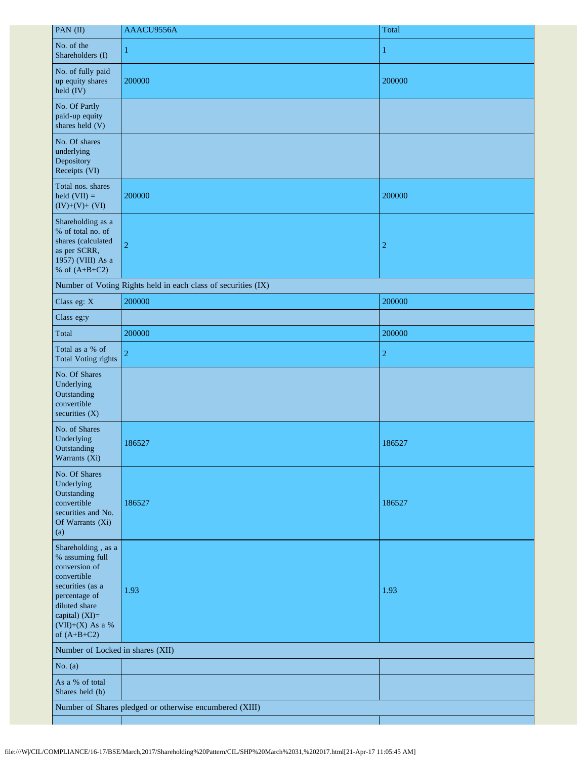| PAN (II) | AAACU9556A | Total |
|---|---|---|
| No. of the Shareholders (I) | 1 | 1 |
| No. of fully paid up equity shares held (IV) | 200000 | 200000 |
| No. Of Partly paid-up equity shares held (V) | | |
| No. Of shares underlying Depository Receipts (VI) | | |
| Total nos. shares held (VII) = (IV)+(V)+ (VI) | 200000 | 200000 |
| Shareholding as a % of total no. of shares (calculated as per SCRR, 1957) (VIII) As a % of (A+B+C2) | 2 | 2 |
| Number of Voting Rights held in each class of securities (IX) | | |
| Class eg: X | 200000 | 200000 |
| Class eg:y | | |
| Total | 200000 | 200000 |
| Total as a % of Total Voting rights | 2 | 2 |
| No. Of Shares Underlying Outstanding convertible securities (X) | | |
| No. of Shares Underlying Outstanding Warrants (Xi) | 186527 | 186527 |
| No. Of Shares Underlying Outstanding convertible securities and No. Of Warrants (Xi) (a) | 186527 | 186527 |
| Shareholding , as a % assuming full conversion of convertible securities (as a percentage of diluted share capital) (XI)= (VII)+(X) As a % of (A+B+C2) | 1.93 | 1.93 |
| Number of Locked in shares (XII) | | |
| No. (a) | | |
| As a % of total Shares held (b) | | |
| Number of Shares pledged or otherwise encumbered (XIII) | | |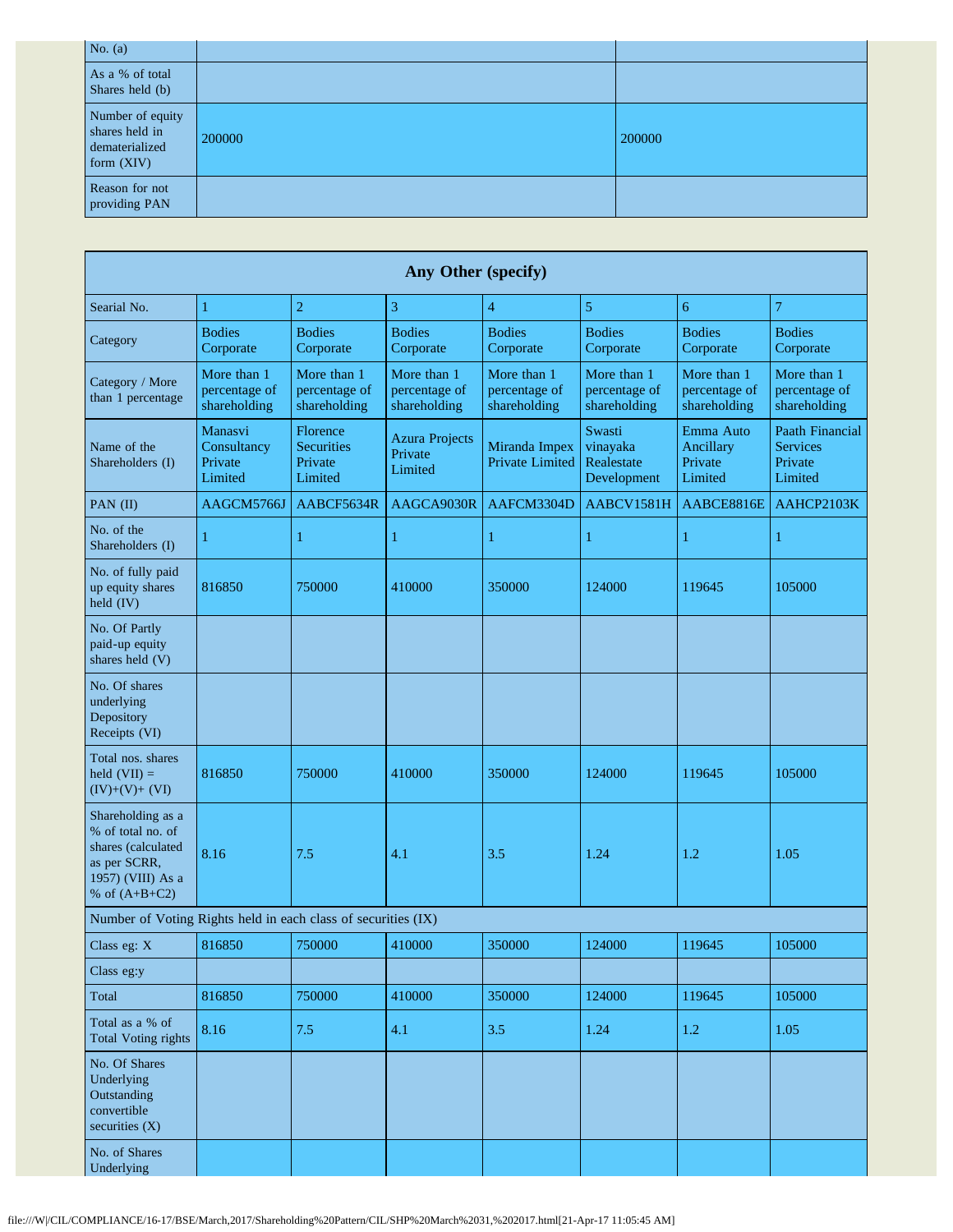| No. (a) | | |
|---|---|---|
| As a % of total Shares held (b) | | |
| Number of equity shares held in dematerialized form (XIV) | 200000 | 200000 |
| Reason for not providing PAN | | |

| Any Other (specify) | | | | | | | |
|---|---|---|---|---|---|---|---|
| Searial No. | 1 | 2 | 3 | 4 | 5 | 6 | 7 |
| Category | Bodies Corporate | Bodies Corporate | Bodies Corporate | Bodies Corporate | Bodies Corporate | Bodies Corporate | Bodies Corporate |
| Category / More than 1 percentage | More than 1 percentage of shareholding | More than 1 percentage of shareholding | More than 1 percentage of shareholding | More than 1 percentage of shareholding | More than 1 percentage of shareholding | More than 1 percentage of shareholding | More than 1 percentage of shareholding |
| Name of the Shareholders (I) | Manasvi Consultancy Private Limited | Florence Securities Private Limited | Azura Projects Private Limited | Miranda Impex Private Limited | Swasti vinayaka Realestate Development | Emma Auto Ancillary Private Limited | Paath Financial Services Private Limited |
| PAN (II) | AAGCM5766J | AABCF5634R | AAGCA9030R | AAFCM3304D | AABCV1581H | AABCE8816E | AAHCP2103K |
| No. of the Shareholders (I) | 1 | 1 | 1 | 1 | 1 | 1 | 1 |
| No. of fully paid up equity shares held (IV) | 816850 | 750000 | 410000 | 350000 | 124000 | 119645 | 105000 |
| No. Of Partly paid-up equity shares held (V) | | | | | | | |
| No. Of shares underlying Depository Receipts (VI) | | | | | | | |
| Total nos. shares held (VII) = (IV)+(V)+ (VI) | 816850 | 750000 | 410000 | 350000 | 124000 | 119645 | 105000 |
| Shareholding as a % of total no. of shares (calculated as per SCRR, 1957) (VIII) As a % of (A+B+C2) | 8.16 | 7.5 | 4.1 | 3.5 | 1.24 | 1.2 | 1.05 |
| Number of Voting Rights held in each class of securities (IX) | | | | | | | |
| Class eg: X | 816850 | 750000 | 410000 | 350000 | 124000 | 119645 | 105000 |
| Class eg:y | | | | | | | |
| Total | 816850 | 750000 | 410000 | 350000 | 124000 | 119645 | 105000 |
| Total as a % of Total Voting rights | 8.16 | 7.5 | 4.1 | 3.5 | 1.24 | 1.2 | 1.05 |
| No. Of Shares Underlying Outstanding convertible securities (X) | | | | | | | |
| No. of Shares Underlying | | | | | | | |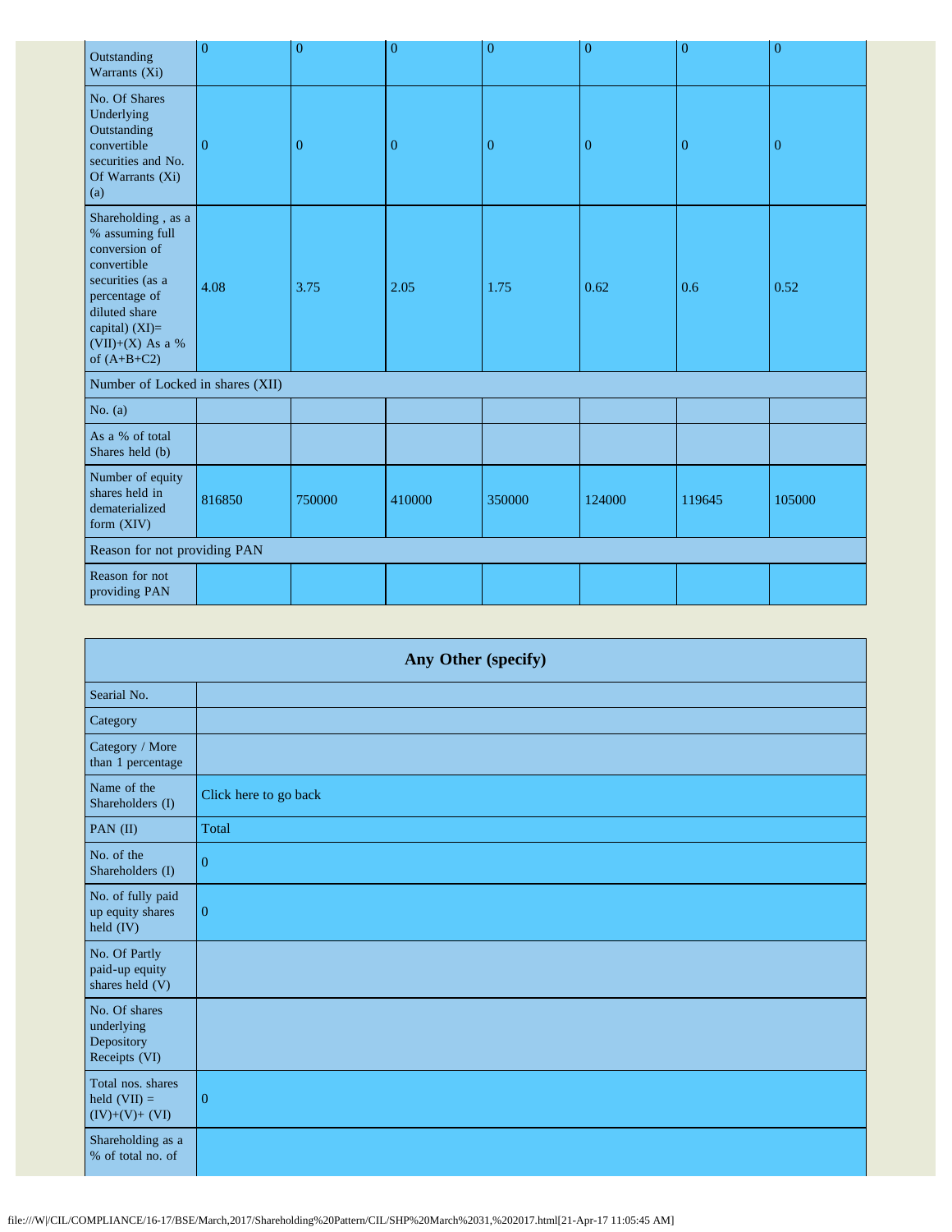| | | | | | | | |
|---|---|---|---|---|---|---|---|
| Outstanding Warrants (Xi) | 0 | 0 | 0 | 0 | 0 | 0 | 0 |
| No. Of Shares Underlying Outstanding convertible securities and No. Of Warrants (Xi) (a) | 0 | 0 | 0 | 0 | 0 | 0 | 0 |
| Shareholding , as a % assuming full conversion of convertible securities (as a percentage of diluted share capital) (XI)= (VII)+(X) As a % of (A+B+C2) | 4.08 | 3.75 | 2.05 | 1.75 | 0.62 | 0.6 | 0.52 |
| Number of Locked in shares (XII) | | | | | | | |
| No. (a) | | | | | | | |
| As a % of total Shares held (b) | | | | | | | |
| Number of equity shares held in dematerialized form (XIV) | 816850 | 750000 | 410000 | 350000 | 124000 | 119645 | 105000 |
| Reason for not providing PAN | | | | | | | |
| Reason for not providing PAN | | | | | | | |

| Any Other (specify) | |
|---|---|
| Searial No. | |
| Category | |
| Category / More than 1 percentage | |
| Name of the Shareholders (I) | Click here to go back |
| PAN (II) | Total |
| No. of the Shareholders (I) | 0 |
| No. of fully paid up equity shares held (IV) | 0 |
| No. Of Partly paid-up equity shares held (V) | |
| No. Of shares underlying Depository Receipts (VI) | |
| Total nos. shares held (VII) = (IV)+(V)+ (VI) | 0 |
| Shareholding as a % of total no. of | |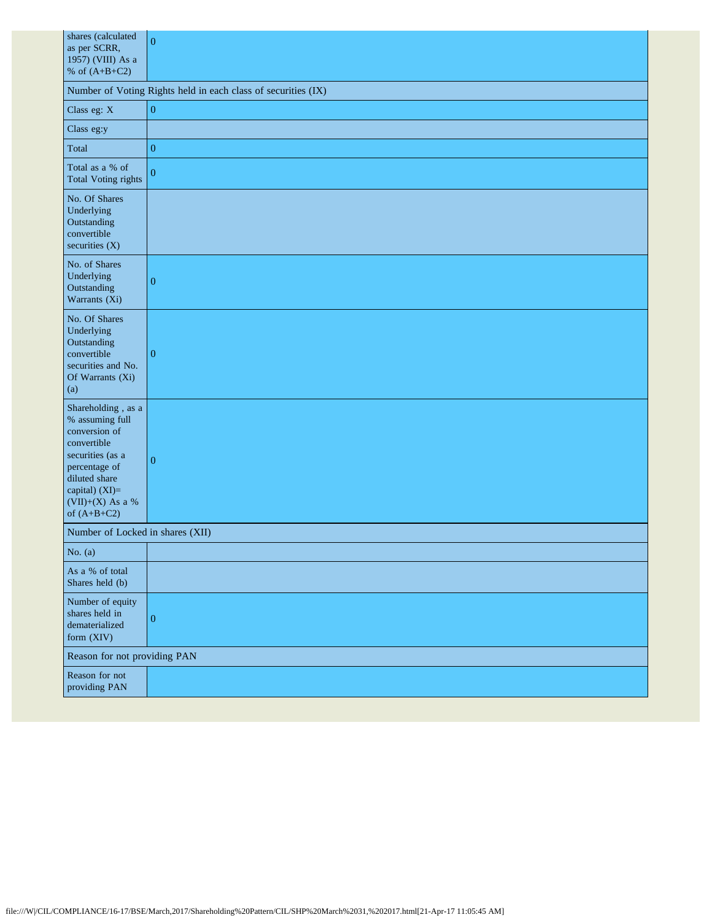| | |
|---|---|
| shares (calculated as per SCRR, 1957) (VIII) As a % of (A+B+C2) | 0 |
| Number of Voting Rights held in each class of securities (IX) | |
| Class eg: X | 0 |
| Class eg:y | |
| Total | 0 |
| Total as a % of Total Voting rights | 0 |
| No. Of Shares Underlying Outstanding convertible securities (X) | |
| No. of Shares Underlying Outstanding Warrants (Xi) | 0 |
| No. Of Shares Underlying Outstanding convertible securities and No. Of Warrants (Xi) (a) | 0 |
| Shareholding , as a % assuming full conversion of convertible securities (as a percentage of diluted share capital) (XI)= (VII)+(X) As a % of (A+B+C2) | 0 |
| Number of Locked in shares (XII) | |
| No. (a) | |
| As a % of total Shares held (b) | |
| Number of equity shares held in dematerialized form (XIV) | 0 |
| Reason for not providing PAN | |
| Reason for not providing PAN | |